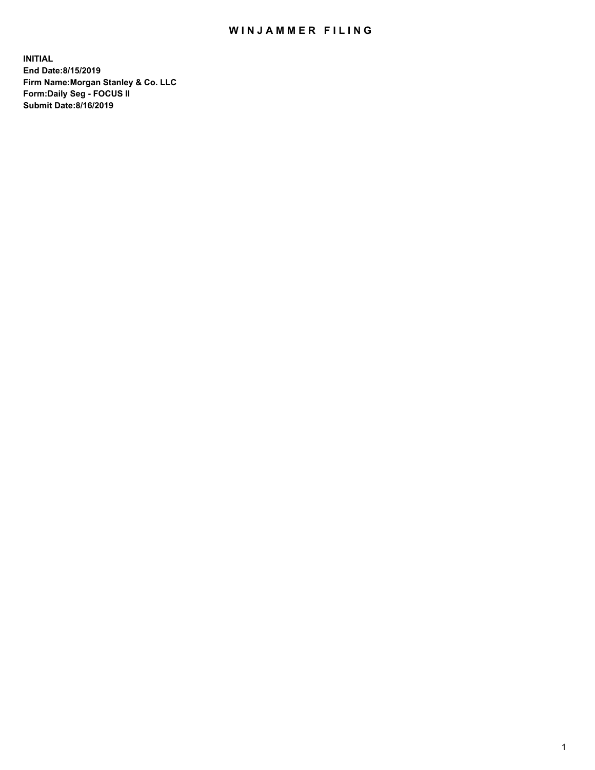# WINJAMMER FILING

**INITIAL**
**End Date:8/15/2019**
**Firm Name:Morgan Stanley & Co. LLC**
**Form:Daily Seg - FOCUS II**
**Submit Date:8/16/2019**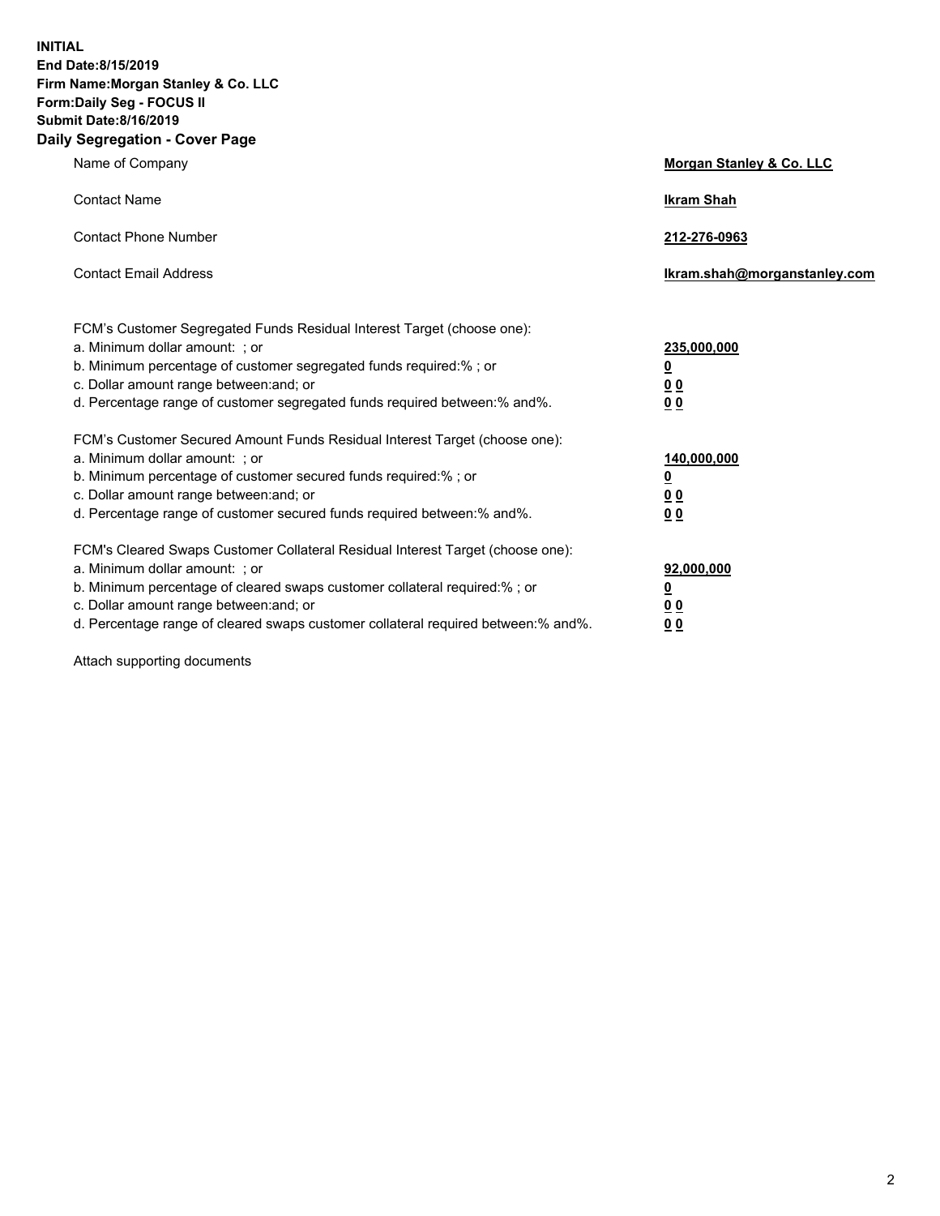**INITIAL**
**End Date:8/15/2019**
**Firm Name:Morgan Stanley & Co. LLC**
**Form:Daily Seg - FOCUS II**
**Submit Date:8/16/2019**
**Daily Segregation - Cover Page**

| | |
|---|---|
| Name of Company | **Morgan Stanley & Co. LLC** |
| Contact Name | **Ikram Shah** |
| Contact Phone Number | **212-276-0963** |
| Contact Email Address | **Ikram.shah@morganstanley.com** |

| | |
|---|---|
| FCM's Customer Segregated Funds Residual Interest Target (choose one): | |
| a. Minimum dollar amount: ; or | **235,000,000** |
| b. Minimum percentage of customer segregated funds required:% ; or | **0** |
| c. Dollar amount range between:and; or | **0 0** |
| d. Percentage range of customer segregated funds required between:% and%. | **0 0** |
| FCM's Customer Secured Amount Funds Residual Interest Target (choose one): | |
| a. Minimum dollar amount: ; or | **140,000,000** |
| b. Minimum percentage of customer secured funds required:% ; or | **0** |
| c. Dollar amount range between:and; or | **0 0** |
| d. Percentage range of customer secured funds required between:% and%. | **0 0** |
| FCM's Cleared Swaps Customer Collateral Residual Interest Target (choose one): | |
| a. Minimum dollar amount: ; or | **92,000,000** |
| b. Minimum percentage of cleared swaps customer collateral required:% ; or | **0** |
| c. Dollar amount range between:and; or | **0 0** |
| d. Percentage range of cleared swaps customer collateral required between:% and%. | **0 0** |

Attach supporting documents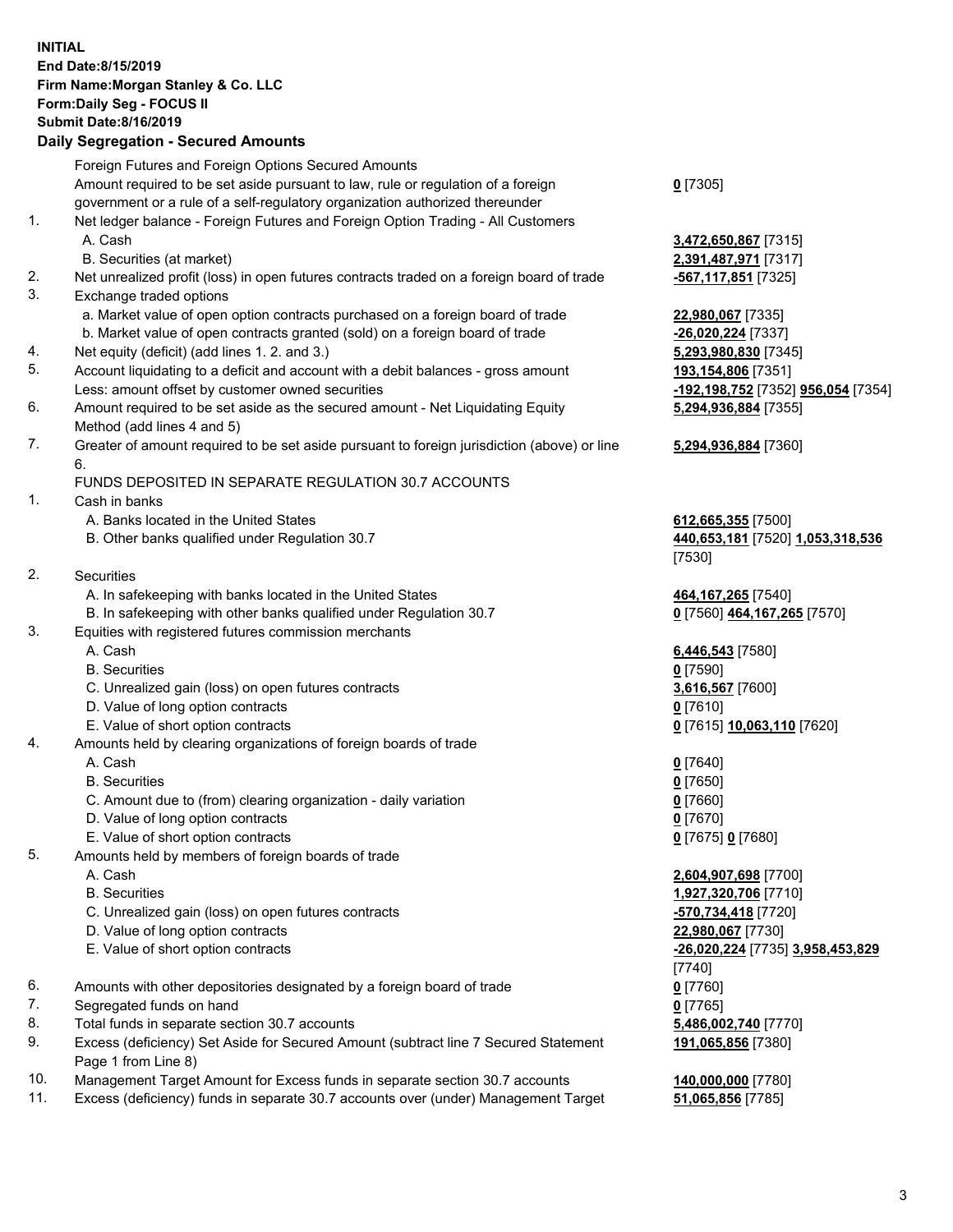**INITIAL**
**End Date:8/15/2019**
**Firm Name:Morgan Stanley & Co. LLC**
**Form:Daily Seg - FOCUS II**
**Submit Date:8/16/2019**

## Daily Segregation - Secured Amounts

| | | |
|---|---|---|
| | Foreign Futures and Foreign Options Secured Amounts | |
| | Amount required to be set aside pursuant to law, rule or regulation of a foreign government or a rule of a self-regulatory organization authorized thereunder | **0** [7305] |
| 1. | Net ledger balance - Foreign Futures and Foreign Option Trading - All Customers | |
| | A. Cash | **3,472,650,867** [7315] |
| | B. Securities (at market) | **2,391,487,971** [7317] |
| 2. | Net unrealized profit (loss) in open futures contracts traded on a foreign board of trade | **-567,117,851** [7325] |
| 3. | Exchange traded options | |
| | a. Market value of open option contracts purchased on a foreign board of trade | **22,980,067** [7335] |
| | b. Market value of open contracts granted (sold) on a foreign board of trade | **-26,020,224** [7337] |
| 4. | Net equity (deficit) (add lines 1. 2. and 3.) | **5,293,980,830** [7345] |
| 5. | Account liquidating to a deficit and account with a debit balances - gross amount | **193,154,806** [7351] |
| | Less: amount offset by customer owned securities | **-192,198,752** [7352] **956,054** [7354] |
| 6. | Amount required to be set aside as the secured amount - Net Liquidating Equity Method (add lines 4 and 5) | **5,294,936,884** [7355] |
| 7. | Greater of amount required to be set aside pursuant to foreign jurisdiction (above) or line 6. | **5,294,936,884** [7360] |
| | FUNDS DEPOSITED IN SEPARATE REGULATION 30.7 ACCOUNTS | |
| 1. | Cash in banks | |
| | A. Banks located in the United States | **612,665,355** [7500] |
| | B. Other banks qualified under Regulation 30.7 | **440,653,181** [7520] **1,053,318,536** [7530] |
| 2. | Securities | |
| | A. In safekeeping with banks located in the United States | **464,167,265** [7540] |
| | B. In safekeeping with other banks qualified under Regulation 30.7 | **0** [7560] **464,167,265** [7570] |
| 3. | Equities with registered futures commission merchants | |
| | A. Cash | **6,446,543** [7580] |
| | B. Securities | **0** [7590] |
| | C. Unrealized gain (loss) on open futures contracts | **3,616,567** [7600] |
| | D. Value of long option contracts | **0** [7610] |
| | E. Value of short option contracts | **0** [7615] **10,063,110** [7620] |
| 4. | Amounts held by clearing organizations of foreign boards of trade | |
| | A. Cash | **0** [7640] |
| | B. Securities | **0** [7650] |
| | C. Amount due to (from) clearing organization - daily variation | **0** [7660] |
| | D. Value of long option contracts | **0** [7670] |
| | E. Value of short option contracts | **0** [7675] **0** [7680] |
| 5. | Amounts held by members of foreign boards of trade | |
| | A. Cash | **2,604,907,698** [7700] |
| | B. Securities | **1,927,320,706** [7710] |
| | C. Unrealized gain (loss) on open futures contracts | **-570,734,418** [7720] |
| | D. Value of long option contracts | **22,980,067** [7730] |
| | E. Value of short option contracts | **-26,020,224** [7735] **3,958,453,829** [7740] |
| 6. | Amounts with other depositories designated by a foreign board of trade | **0** [7760] |
| 7. | Segregated funds on hand | **0** [7765] |
| 8. | Total funds in separate section 30.7 accounts | **5,486,002,740** [7770] |
| 9. | Excess (deficiency) Set Aside for Secured Amount (subtract line 7 Secured Statement Page 1 from Line 8) | **191,065,856** [7380] |
| 10. | Management Target Amount for Excess funds in separate section 30.7 accounts | **140,000,000** [7780] |
| 11. | Excess (deficiency) funds in separate 30.7 accounts over (under) Management Target | **51,065,856** [7785] |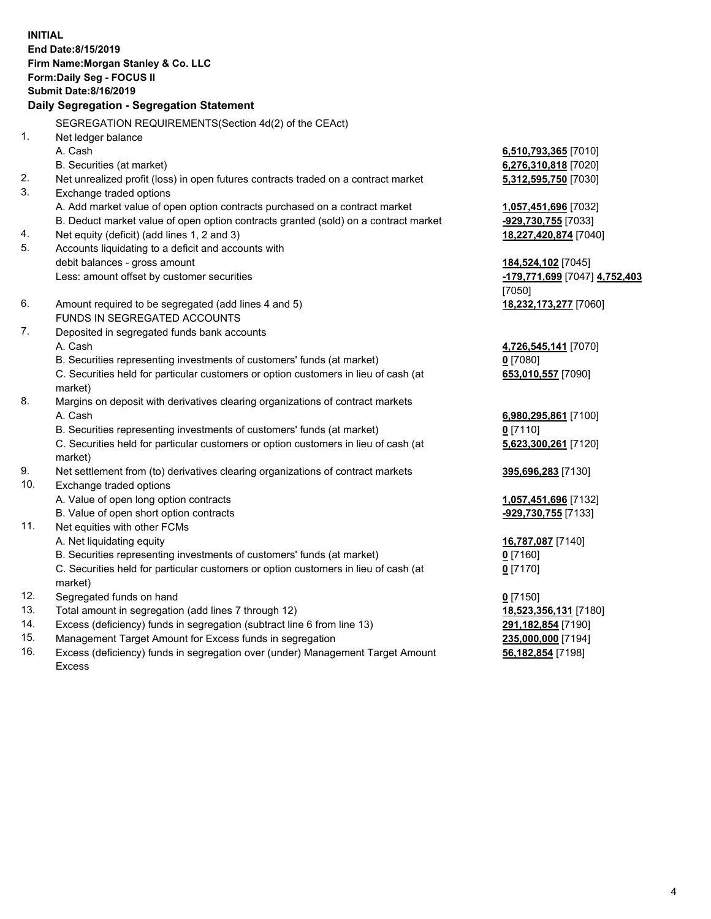**INITIAL**
**End Date:8/15/2019**
**Firm Name:Morgan Stanley & Co. LLC**
**Form:Daily Seg - FOCUS II**
**Submit Date:8/16/2019**

## Daily Segregation - Segregation Statement

SEGREGATION REQUIREMENTS(Section 4d(2) of the CEAct)

| | | |
|---|---|---|
| 1. | Net ledger balance | |
| | A. Cash | **6,510,793,365** [7010] |
| | B. Securities (at market) | **6,276,310,818** [7020] |
| 2. | Net unrealized profit (loss) in open futures contracts traded on a contract market | **5,312,595,750** [7030] |
| 3. | Exchange traded options | |
| | A. Add market value of open option contracts purchased on a contract market | **1,057,451,696** [7032] |
| | B. Deduct market value of open option contracts granted (sold) on a contract market | **-929,730,755** [7033] |
| 4. | Net equity (deficit) (add lines 1, 2 and 3) | **18,227,420,874** [7040] |
| 5. | Accounts liquidating to a deficit and accounts with debit balances - gross amount | **184,524,102** [7045] |
| | Less: amount offset by customer securities | **-179,771,699** [7047] **4,752,403** [7050] |
| 6. | Amount required to be segregated (add lines 4 and 5) | **18,232,173,277** [7060] |
| | FUNDS IN SEGREGATED ACCOUNTS | |
| 7. | Deposited in segregated funds bank accounts | |
| | A. Cash | **4,726,545,141** [7070] |
| | B. Securities representing investments of customers' funds (at market) | **0** [7080] |
| | C. Securities held for particular customers or option customers in lieu of cash (at market) | **653,010,557** [7090] |
| 8. | Margins on deposit with derivatives clearing organizations of contract markets | |
| | A. Cash | **6,980,295,861** [7100] |
| | B. Securities representing investments of customers' funds (at market) | **0** [7110] |
| | C. Securities held for particular customers or option customers in lieu of cash (at market) | **5,623,300,261** [7120] |
| 9. | Net settlement from (to) derivatives clearing organizations of contract markets | **395,696,283** [7130] |
| 10. | Exchange traded options | |
| | A. Value of open long option contracts | **1,057,451,696** [7132] |
| | B. Value of open short option contracts | **-929,730,755** [7133] |
| 11. | Net equities with other FCMs | |
| | A. Net liquidating equity | **16,787,087** [7140] |
| | B. Securities representing investments of customers' funds (at market) | **0** [7160] |
| | C. Securities held for particular customers or option customers in lieu of cash (at market) | **0** [7170] |
| 12. | Segregated funds on hand | **0** [7150] |
| 13. | Total amount in segregation (add lines 7 through 12) | **18,523,356,131** [7180] |
| 14. | Excess (deficiency) funds in segregation (subtract line 6 from line 13) | **291,182,854** [7190] |
| 15. | Management Target Amount for Excess funds in segregation | **235,000,000** [7194] |
| 16. | Excess (deficiency) funds in segregation over (under) Management Target Amount Excess | **56,182,854** [7198] |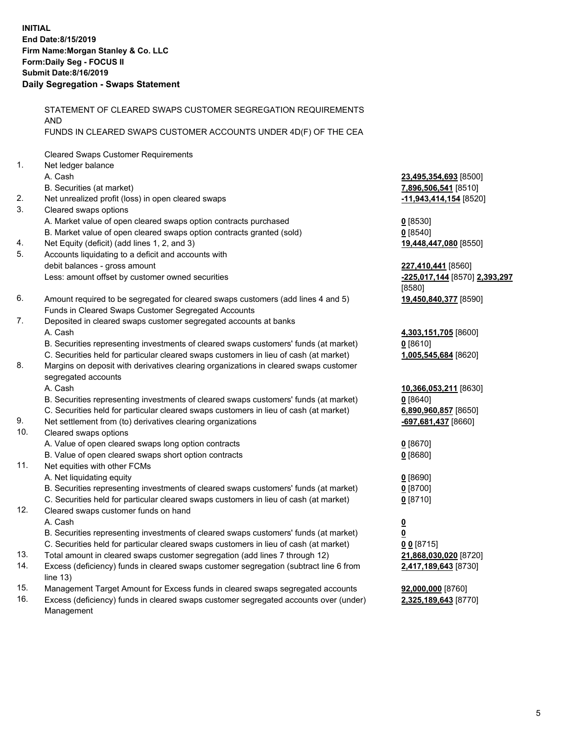**INITIAL**
**End Date:8/15/2019**
**Firm Name:Morgan Stanley & Co. LLC**
**Form:Daily Seg - FOCUS II**
**Submit Date:8/16/2019**
**Daily Segregation - Swaps Statement**

STATEMENT OF CLEARED SWAPS CUSTOMER SEGREGATION REQUIREMENTS AND FUNDS IN CLEARED SWAPS CUSTOMER ACCOUNTS UNDER 4D(F) OF THE CEA

| | | |
|---|---|---|
| | Cleared Swaps Customer Requirements | |
| 1. | Net ledger balance | |
| | A. Cash | **23,495,354,693** [8500] |
| | B. Securities (at market) | **7,896,506,541** [8510] |
| 2. | Net unrealized profit (loss) in open cleared swaps | **-11,943,414,154** [8520] |
| 3. | Cleared swaps options | |
| | A. Market value of open cleared swaps option contracts purchased | **0** [8530] |
| | B. Market value of open cleared swaps option contracts granted (sold) | **0** [8540] |
| 4. | Net Equity (deficit) (add lines 1, 2, and 3) | **19,448,447,080** [8550] |
| 5. | Accounts liquidating to a deficit and accounts with debit balances - gross amount | **227,410,441** [8560] |
| | Less: amount offset by customer owned securities | **-225,017,144** [8570] **2,393,297** [8580] |
| 6. | Amount required to be segregated for cleared swaps customers (add lines 4 and 5) | **19,450,840,377** [8590] |
| | Funds in Cleared Swaps Customer Segregated Accounts | |
| 7. | Deposited in cleared swaps customer segregated accounts at banks | |
| | A. Cash | **4,303,151,705** [8600] |
| | B. Securities representing investments of cleared swaps customers' funds (at market) | **0** [8610] |
| | C. Securities held for particular cleared swaps customers in lieu of cash (at market) | **1,005,545,684** [8620] |
| 8. | Margins on deposit with derivatives clearing organizations in cleared swaps customer segregated accounts | |
| | A. Cash | **10,366,053,211** [8630] |
| | B. Securities representing investments of cleared swaps customers' funds (at market) | **0** [8640] |
| | C. Securities held for particular cleared swaps customers in lieu of cash (at market) | **6,890,960,857** [8650] |
| 9. | Net settlement from (to) derivatives clearing organizations | **-697,681,437** [8660] |
| 10. | Cleared swaps options | |
| | A. Value of open cleared swaps long option contracts | **0** [8670] |
| | B. Value of open cleared swaps short option contracts | **0** [8680] |
| 11. | Net equities with other FCMs | |
| | A. Net liquidating equity | **0** [8690] |
| | B. Securities representing investments of cleared swaps customers' funds (at market) | **0** [8700] |
| | C. Securities held for particular cleared swaps customers in lieu of cash (at market) | **0** [8710] |
| 12. | Cleared swaps customer funds on hand | |
| | A. Cash | **0** |
| | B. Securities representing investments of cleared swaps customers' funds (at market) | **0** |
| | C. Securities held for particular cleared swaps customers in lieu of cash (at market) | **0** **0** [8715] |
| 13. | Total amount in cleared swaps customer segregation (add lines 7 through 12) | **21,868,030,020** [8720] |
| 14. | Excess (deficiency) funds in cleared swaps customer segregation (subtract line 6 from line 13) | **2,417,189,643** [8730] |
| 15. | Management Target Amount for Excess funds in cleared swaps segregated accounts | **92,000,000** [8760] |
| 16. | Excess (deficiency) funds in cleared swaps customer segregated accounts over (under) Management | **2,325,189,643** [8770] |